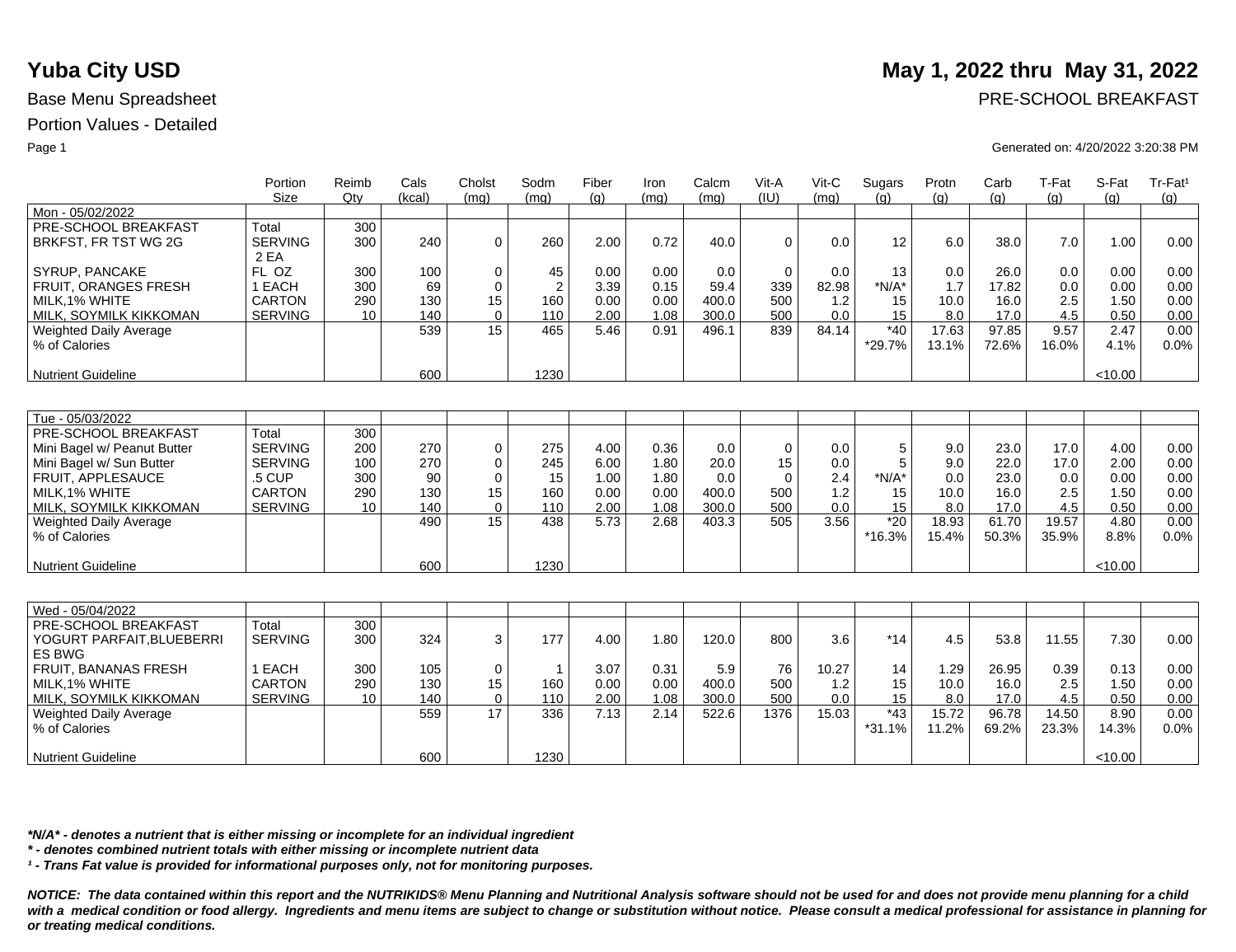# Yuba City USD

**May 1, 2022 thru May 31, 2022**

Base Menu Spreadsheet

PRE-SCHOOL BREAKFAST

Portion Values - Detailed

Generated on: 4/20/2022 3:20:38 PM

| | Portion Size | Reimb Qty | Cals (kcal) | Cholst (mg) | Sodm (mg) | Fiber (g) | Iron (mg) | Calcm (mg) | Vit-A (IU) | Vit-C (mg) | Sugars (g) | Protn (g) | Carb (g) | T-Fat (g) | S-Fat (g) | Tr-Fat¹ (g) |
|---|---|---|---|---|---|---|---|---|---|---|---|---|---|---|---|---|
| Mon - 05/02/2022 | | | | | | | | | | | | | | | | |
| PRE-SCHOOL BREAKFAST | Total | 300 | | | | | | | | | | | | | | |
| BRKFST, FR TST WG 2G | SERVING 2 EA | 300 | 240 | 0 | 260 | 2.00 | 0.72 | 40.0 | 0 | 0.0 | 12 | 6.0 | 38.0 | 7.0 | 1.00 | 0.00 |
| SYRUP, PANCAKE | FL OZ | 300 | 100 | 0 | 45 | 0.00 | 0.00 | 0.0 | 0 | 0.0 | 13 | 0.0 | 26.0 | 0.0 | 0.00 | 0.00 |
| FRUIT, ORANGES FRESH | 1 EACH | 300 | 69 | 0 | 2 | 3.39 | 0.15 | 59.4 | 339 | 82.98 | *N/A* | 1.7 | 17.82 | 0.0 | 0.00 | 0.00 |
| MILK,1% WHITE | CARTON | 290 | 130 | 15 | 160 | 0.00 | 0.00 | 400.0 | 500 | 1.2 | 15 | 10.0 | 16.0 | 2.5 | 1.50 | 0.00 |
| MILK, SOYMILK KIKKOMAN | SERVING | 10 | 140 | 0 | 110 | 2.00 | 1.08 | 300.0 | 500 | 0.0 | 15 | 8.0 | 17.0 | 4.5 | 0.50 | 0.00 |
| Weighted Daily Average | | | 539 | 15 | 465 | 5.46 | 0.91 | 496.1 | 839 | 84.14 | *40 | 17.63 | 97.85 | 9.57 | 2.47 | 0.00 |
| % of Calories | | | | | | | | | | | *29.7% | 13.1% | 72.6% | 16.0% | 4.1% | 0.0% |
| Nutrient Guideline | | | 600 | | 1230 | | | | | | | | | | <10.00 | |

| | Portion Size | Reimb Qty | Cals (kcal) | Cholst (mg) | Sodm (mg) | Fiber (g) | Iron (mg) | Calcm (mg) | Vit-A (IU) | Vit-C (mg) | Sugars (g) | Protn (g) | Carb (g) | T-Fat (g) | S-Fat (g) | Tr-Fat¹ (g) |
|---|---|---|---|---|---|---|---|---|---|---|---|---|---|---|---|---|
| Tue - 05/03/2022 | | | | | | | | | | | | | | | | |
| PRE-SCHOOL BREAKFAST | Total | 300 | | | | | | | | | | | | | | |
| Mini Bagel w/ Peanut Butter | SERVING | 200 | 270 | 0 | 275 | 4.00 | 0.36 | 0.0 | 0 | 0.0 | 5 | 9.0 | 23.0 | 17.0 | 4.00 | 0.00 |
| Mini Bagel w/ Sun Butter | SERVING | 100 | 270 | 0 | 245 | 6.00 | 1.80 | 20.0 | 15 | 0.0 | 5 | 9.0 | 22.0 | 17.0 | 2.00 | 0.00 |
| FRUIT, APPLESAUCE | .5 CUP | 300 | 90 | 0 | 15 | 1.00 | 1.80 | 0.0 | 0 | 2.4 | *N/A* | 0.0 | 23.0 | 0.0 | 0.00 | 0.00 |
| MILK,1% WHITE | CARTON | 290 | 130 | 15 | 160 | 0.00 | 0.00 | 400.0 | 500 | 1.2 | 15 | 10.0 | 16.0 | 2.5 | 1.50 | 0.00 |
| MILK, SOYMILK KIKKOMAN | SERVING | 10 | 140 | 0 | 110 | 2.00 | 1.08 | 300.0 | 500 | 0.0 | 15 | 8.0 | 17.0 | 4.5 | 0.50 | 0.00 |
| Weighted Daily Average | | | 490 | 15 | 438 | 5.73 | 2.68 | 403.3 | 505 | 3.56 | *20 | 18.93 | 61.70 | 19.57 | 4.80 | 0.00 |
| % of Calories | | | | | | | | | | | *16.3% | 15.4% | 50.3% | 35.9% | 8.8% | 0.0% |
| Nutrient Guideline | | | 600 | | 1230 | | | | | | | | | | <10.00 | |

| | Portion Size | Reimb Qty | Cals (kcal) | Cholst (mg) | Sodm (mg) | Fiber (g) | Iron (mg) | Calcm (mg) | Vit-A (IU) | Vit-C (mg) | Sugars (g) | Protn (g) | Carb (g) | T-Fat (g) | S-Fat (g) | Tr-Fat¹ (g) |
|---|---|---|---|---|---|---|---|---|---|---|---|---|---|---|---|---|
| Wed - 05/04/2022 | | | | | | | | | | | | | | | | |
| PRE-SCHOOL BREAKFAST | Total | 300 | | | | | | | | | | | | | | |
| YOGURT PARFAIT,BLUEBERRIES BWG | SERVING | 300 | 324 | 3 | 177 | 4.00 | 1.80 | 120.0 | 800 | 3.6 | *14 | 4.5 | 53.8 | 11.55 | 7.30 | 0.00 |
| FRUIT, BANANAS FRESH | 1 EACH | 300 | 105 | 0 | 1 | 3.07 | 0.31 | 5.9 | 76 | 10.27 | 14 | 1.29 | 26.95 | 0.39 | 0.13 | 0.00 |
| MILK,1% WHITE | CARTON | 290 | 130 | 15 | 160 | 0.00 | 0.00 | 400.0 | 500 | 1.2 | 15 | 10.0 | 16.0 | 2.5 | 1.50 | 0.00 |
| MILK, SOYMILK KIKKOMAN | SERVING | 10 | 140 | 0 | 110 | 2.00 | 1.08 | 300.0 | 500 | 0.0 | 15 | 8.0 | 17.0 | 4.5 | 0.50 | 0.00 |
| Weighted Daily Average | | | 559 | 17 | 336 | 7.13 | 2.14 | 522.6 | 1376 | 15.03 | *43 | 15.72 | 96.78 | 14.50 | 8.90 | 0.00 |
| % of Calories | | | | | | | | | | | *31.1% | 11.2% | 69.2% | 23.3% | 14.3% | 0.0% |
| Nutrient Guideline | | | 600 | | 1230 | | | | | | | | | | <10.00 | |

***N/A* - denotes a nutrient that is either missing or incomplete for an individual ingredient***

***\* - denotes combined nutrient totals with either missing or incomplete nutrient data***

***¹ - Trans Fat value is provided for informational purposes only, not for monitoring purposes.***

***NOTICE: The data contained within this report and the NUTRIKIDS® Menu Planning and Nutritional Analysis software should not be used for and does not provide menu planning for a child with a medical condition or food allergy. Ingredients and menu items are subject to change or substitution without notice. Please consult a medical professional for assistance in planning for or treating medical conditions.***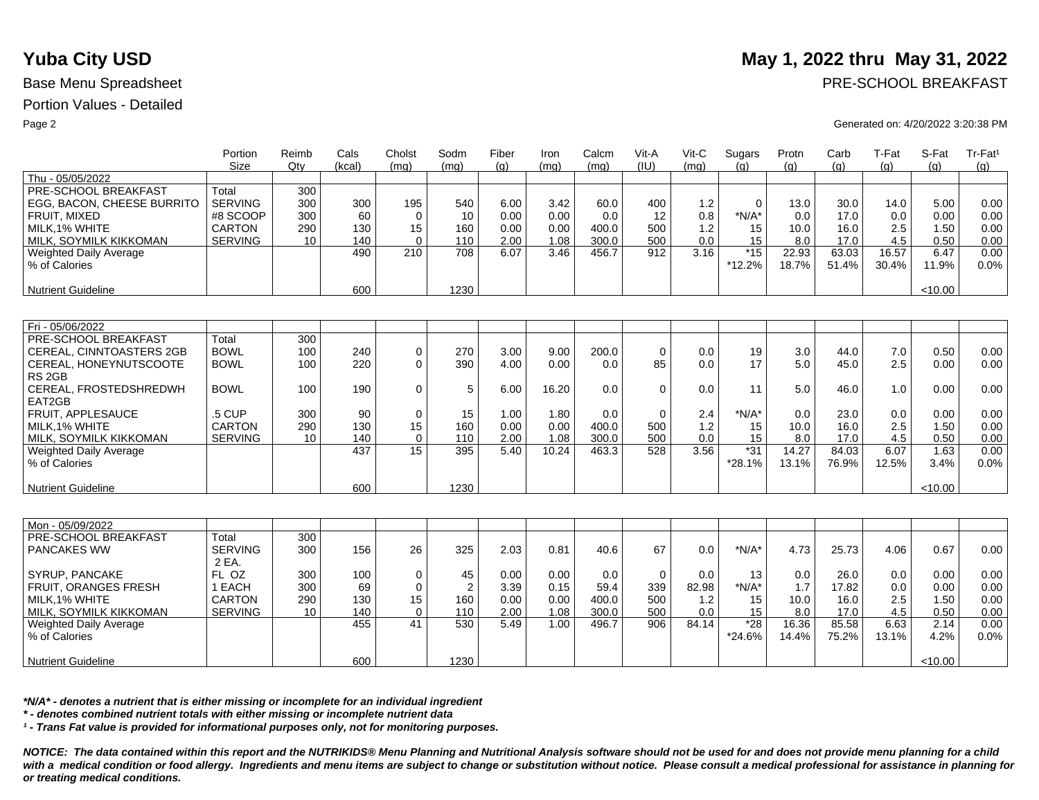# Yuba City USD

**May 1, 2022 thru May 31, 2022**

Base Menu Spreadsheet

PRE-SCHOOL BREAKFAST

Portion Values - Detailed

Generated on: 4/20/2022 3:20:38 PM

| | Portion Size | Reimb Qty | Cals (kcal) | Cholst (mg) | Sodm (mg) | Fiber (g) | Iron (mg) | Calcm (mg) | Vit-A (IU) | Vit-C (mg) | Sugars (g) | Protn (g) | Carb (g) | T-Fat (g) | S-Fat (g) | Tr-Fat[1] (g) |
|---|---|---|---|---|---|---|---|---|---|---|---|---|---|---|---|---|
| Thu - 05/05/2022 | | | | | | | | | | | | | | | | |
| PRE-SCHOOL BREAKFAST | Total | 300 | | | | | | | | | | | | | | |
| EGG, BACON, CHEESE BURRITO | SERVING | 300 | 300 | 195 | 540 | 6.00 | 3.42 | 60.0 | 400 | 1.2 | 0 | 13.0 | 30.0 | 14.0 | 5.00 | 0.00 |
| FRUIT, MIXED | #8 SCOOP | 300 | 60 | 0 | 10 | 0.00 | 0.00 | 0.0 | 12 | 0.8 | *N/A* | 0.0 | 17.0 | 0.0 | 0.00 | 0.00 |
| MILK,1% WHITE | CARTON | 290 | 130 | 15 | 160 | 0.00 | 0.00 | 400.0 | 500 | 1.2 | 15 | 10.0 | 16.0 | 2.5 | 1.50 | 0.00 |
| MILK, SOYMILK KIKKOMAN | SERVING | 10 | 140 | 0 | 110 | 2.00 | 1.08 | 300.0 | 500 | 0.0 | 15 | 8.0 | 17.0 | 4.5 | 0.50 | 0.00 |
| Weighted Daily Average | | | 490 | 210 | 708 | 6.07 | 3.46 | 456.7 | 912 | 3.16 | *15 | 22.93 | 63.03 | 16.57 | 6.47 | 0.00 |
| % of Calories | | | | | | | | | | | *12.2% | 18.7% | 51.4% | 30.4% | 11.9% | 0.0% |
| Nutrient Guideline | | | 600 | | 1230 | | | | | | | | | | <10.00 | |

| | Portion Size | Reimb Qty | Cals (kcal) | Cholst (mg) | Sodm (mg) | Fiber (g) | Iron (mg) | Calcm (mg) | Vit-A (IU) | Vit-C (mg) | Sugars (g) | Protn (g) | Carb (g) | T-Fat (g) | S-Fat (g) | Tr-Fat[1] (g) |
|---|---|---|---|---|---|---|---|---|---|---|---|---|---|---|---|---|
| Fri - 05/06/2022 | | | | | | | | | | | | | | | | |
| PRE-SCHOOL BREAKFAST | Total | 300 | | | | | | | | | | | | | | |
| CEREAL, CINNTOASTERS 2GB | BOWL | 100 | 240 | 0 | 270 | 3.00 | 9.00 | 200.0 | 0 | 0.0 | 19 | 3.0 | 44.0 | 7.0 | 0.50 | 0.00 |
| CEREAL, HONEYNUTSCOOTERS 2GB | BOWL | 100 | 220 | 0 | 390 | 4.00 | 0.00 | 0.0 | 85 | 0.0 | 17 | 5.0 | 45.0 | 2.5 | 0.00 | 0.00 |
| CEREAL, FROSTEDSHREDWHEAT2GB | BOWL | 100 | 190 | 0 | 5 | 6.00 | 16.20 | 0.0 | 0 | 0.0 | 11 | 5.0 | 46.0 | 1.0 | 0.00 | 0.00 |
| FRUIT, APPLESAUCE | .5 CUP | 300 | 90 | 0 | 15 | 1.00 | 1.80 | 0.0 | 0 | 2.4 | *N/A* | 0.0 | 23.0 | 0.0 | 0.00 | 0.00 |
| MILK,1% WHITE | CARTON | 290 | 130 | 15 | 160 | 0.00 | 0.00 | 400.0 | 500 | 1.2 | 15 | 10.0 | 16.0 | 2.5 | 1.50 | 0.00 |
| MILK, SOYMILK KIKKOMAN | SERVING | 10 | 140 | 0 | 110 | 2.00 | 1.08 | 300.0 | 500 | 0.0 | 15 | 8.0 | 17.0 | 4.5 | 0.50 | 0.00 |
| Weighted Daily Average | | | 437 | 15 | 395 | 5.40 | 10.24 | 463.3 | 528 | 3.56 | *31 | 14.27 | 84.03 | 6.07 | 1.63 | 0.00 |
| % of Calories | | | | | | | | | | | *28.1% | 13.1% | 76.9% | 12.5% | 3.4% | 0.0% |
| Nutrient Guideline | | | 600 | | 1230 | | | | | | | | | | <10.00 | |

| | Portion Size | Reimb Qty | Cals (kcal) | Cholst (mg) | Sodm (mg) | Fiber (g) | Iron (mg) | Calcm (mg) | Vit-A (IU) | Vit-C (mg) | Sugars (g) | Protn (g) | Carb (g) | T-Fat (g) | S-Fat (g) | Tr-Fat[1] (g) |
|---|---|---|---|---|---|---|---|---|---|---|---|---|---|---|---|---|
| Mon - 05/09/2022 | | | | | | | | | | | | | | | | |
| PRE-SCHOOL BREAKFAST | Total | 300 | | | | | | | | | | | | | | |
| PANCAKES WW | SERVING 2 EA. | 300 | 156 | 26 | 325 | 2.03 | 0.81 | 40.6 | 67 | 0.0 | *N/A* | 4.73 | 25.73 | 4.06 | 0.67 | 0.00 |
| SYRUP, PANCAKE | FL OZ | 300 | 100 | 0 | 45 | 0.00 | 0.00 | 0.0 | 0 | 0.0 | 13 | 0.0 | 26.0 | 0.0 | 0.00 | 0.00 |
| FRUIT, ORANGES FRESH | 1 EACH | 300 | 69 | 0 | 2 | 3.39 | 0.15 | 59.4 | 339 | 82.98 | *N/A* | 1.7 | 17.82 | 0.0 | 0.00 | 0.00 |
| MILK,1% WHITE | CARTON | 290 | 130 | 15 | 160 | 0.00 | 0.00 | 400.0 | 500 | 1.2 | 15 | 10.0 | 16.0 | 2.5 | 1.50 | 0.00 |
| MILK, SOYMILK KIKKOMAN | SERVING | 10 | 140 | 0 | 110 | 2.00 | 1.08 | 300.0 | 500 | 0.0 | 15 | 8.0 | 17.0 | 4.5 | 0.50 | 0.00 |
| Weighted Daily Average | | | 455 | 41 | 530 | 5.49 | 1.00 | 496.7 | 906 | 84.14 | *28 | 16.36 | 85.58 | 6.63 | 2.14 | 0.00 |
| % of Calories | | | | | | | | | | | *24.6% | 14.4% | 75.2% | 13.1% | 4.2% | 0.0% |
| Nutrient Guideline | | | 600 | | 1230 | | | | | | | | | | <10.00 | |

***N/A* - denotes a nutrient that is either missing or incomplete for an individual ingredient***

***\* - denotes combined nutrient totals with either missing or incomplete nutrient data***

***[1] - Trans Fat value is provided for informational purposes only, not for monitoring purposes.***

***NOTICE: The data contained within this report and the NUTRIKIDS® Menu Planning and Nutritional Analysis software should not be used for and does not provide menu planning for a child with a medical condition or food allergy. Ingredients and menu items are subject to change or substitution without notice. Please consult a medical professional for assistance in planning for or treating medical conditions.***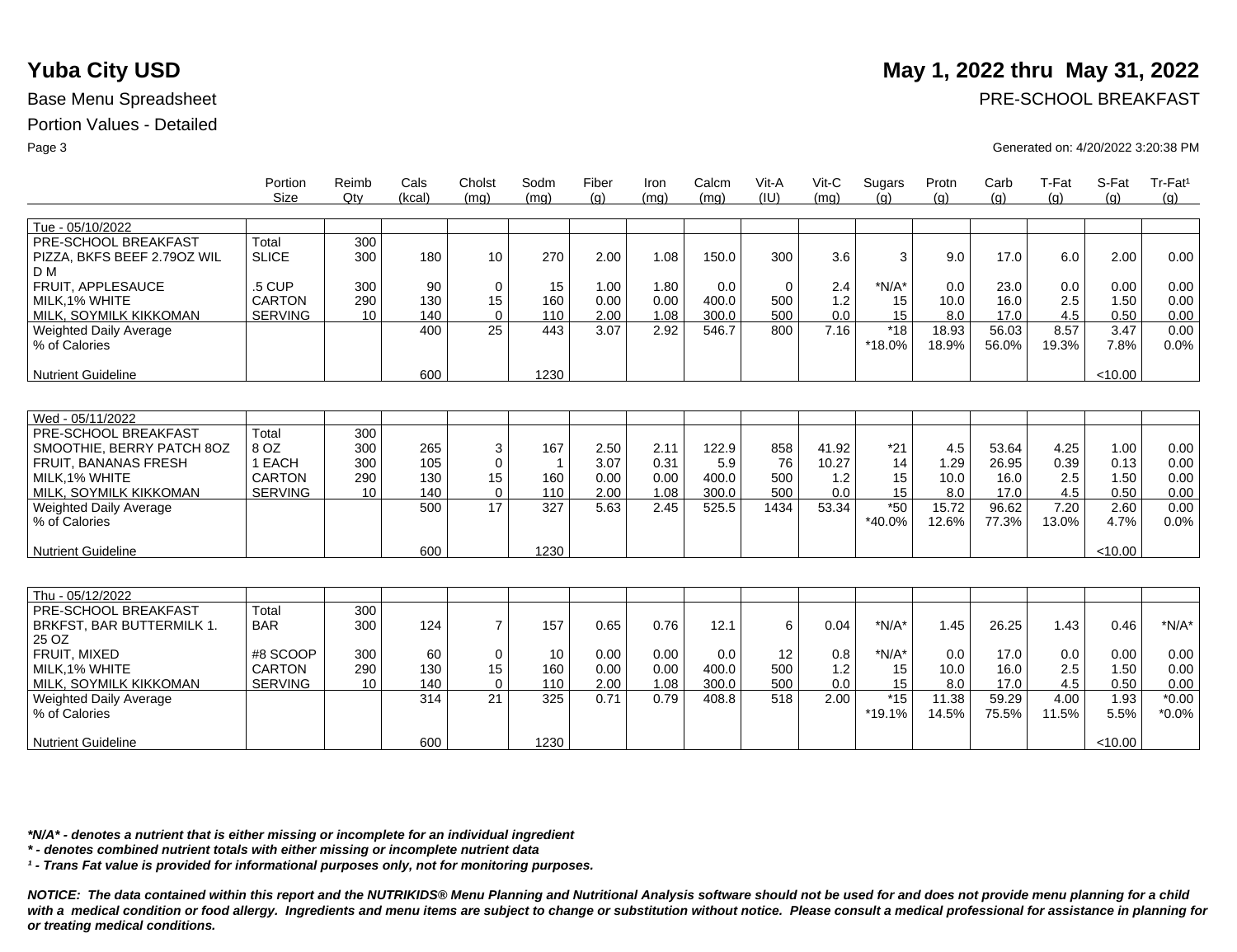# Yuba City USD

**May 1, 2022 thru May 31, 2022**

Base Menu Spreadsheet

PRE-SCHOOL BREAKFAST

Portion Values - Detailed

Generated on: 4/20/2022 3:20:38 PM

| | Portion Size | Reimb Qty | Cals (kcal) | Cholst (mg) | Sodm (mg) | Fiber (g) | Iron (mg) | Calcm (mg) | Vit-A (IU) | Vit-C (mg) | Sugars (g) | Protn (g) | Carb (g) | T-Fat (g) | S-Fat (g) | Tr-Fat[1] (g) |
|---|---|---|---|---|---|---|---|---|---|---|---|---|---|---|---|---|
| Tue - 05/10/2022 | | | | | | | | | | | | | | | | |
| PRE-SCHOOL BREAKFAST | Total | 300 | | | | | | | | | | | | | | |
| PIZZA, BKFS BEEF 2.79OZ WIL D M | SLICE | 300 | 180 | 10 | 270 | 2.00 | 1.08 | 150.0 | 300 | 3.6 | 3 | 9.0 | 17.0 | 6.0 | 2.00 | 0.00 |
| FRUIT, APPLESAUCE | .5 CUP | 300 | 90 | 0 | 15 | 1.00 | 1.80 | 0.0 | 0 | 2.4 | *N/A* | 0.0 | 23.0 | 0.0 | 0.00 | 0.00 |
| MILK,1% WHITE | CARTON | 290 | 130 | 15 | 160 | 0.00 | 0.00 | 400.0 | 500 | 1.2 | 15 | 10.0 | 16.0 | 2.5 | 1.50 | 0.00 |
| MILK, SOYMILK KIKKOMAN | SERVING | 10 | 140 | 0 | 110 | 2.00 | 1.08 | 300.0 | 500 | 0.0 | 15 | 8.0 | 17.0 | 4.5 | 0.50 | 0.00 |
| Weighted Daily Average | | | 400 | 25 | 443 | 3.07 | 2.92 | 546.7 | 800 | 7.16 | *18 | 18.93 | 56.03 | 8.57 | 3.47 | 0.00 |
| % of Calories | | | | | | | | | | | *18.0% | 18.9% | 56.0% | 19.3% | 7.8% | 0.0% |
| Nutrient Guideline | | | 600 | | 1230 | | | | | | | | | | <10.00 | |
| Wed - 05/11/2022 | | | | | | | | | | | | | | | | |
| PRE-SCHOOL BREAKFAST | Total | 300 | | | | | | | | | | | | | | |
| SMOOTHIE, BERRY PATCH 8OZ | 8 OZ | 300 | 265 | 3 | 167 | 2.50 | 2.11 | 122.9 | 858 | 41.92 | *21 | 4.5 | 53.64 | 4.25 | 1.00 | 0.00 |
| FRUIT, BANANAS FRESH | 1 EACH | 300 | 105 | 0 | 1 | 3.07 | 0.31 | 5.9 | 76 | 10.27 | 14 | 1.29 | 26.95 | 0.39 | 0.13 | 0.00 |
| MILK,1% WHITE | CARTON | 290 | 130 | 15 | 160 | 0.00 | 0.00 | 400.0 | 500 | 1.2 | 15 | 10.0 | 16.0 | 2.5 | 1.50 | 0.00 |
| MILK, SOYMILK KIKKOMAN | SERVING | 10 | 140 | 0 | 110 | 2.00 | 1.08 | 300.0 | 500 | 0.0 | 15 | 8.0 | 17.0 | 4.5 | 0.50 | 0.00 |
| Weighted Daily Average | | | 500 | 17 | 327 | 5.63 | 2.45 | 525.5 | 1434 | 53.34 | *50 | 15.72 | 96.62 | 7.20 | 2.60 | 0.00 |
| % of Calories | | | | | | | | | | | *40.0% | 12.6% | 77.3% | 13.0% | 4.7% | 0.0% |
| Nutrient Guideline | | | 600 | | 1230 | | | | | | | | | | <10.00 | |
| Thu - 05/12/2022 | | | | | | | | | | | | | | | | |
| PRE-SCHOOL BREAKFAST | Total | 300 | | | | | | | | | | | | | | |
| BRKFST, BAR BUTTERMILK 1. 25 OZ | BAR | 300 | 124 | 7 | 157 | 0.65 | 0.76 | 12.1 | 6 | 0.04 | *N/A* | 1.45 | 26.25 | 1.43 | 0.46 | *N/A* |
| FRUIT, MIXED | #8 SCOOP | 300 | 60 | 0 | 10 | 0.00 | 0.00 | 0.0 | 12 | 0.8 | *N/A* | 0.0 | 17.0 | 0.0 | 0.00 | 0.00 |
| MILK,1% WHITE | CARTON | 290 | 130 | 15 | 160 | 0.00 | 0.00 | 400.0 | 500 | 1.2 | 15 | 10.0 | 16.0 | 2.5 | 1.50 | 0.00 |
| MILK, SOYMILK KIKKOMAN | SERVING | 10 | 140 | 0 | 110 | 2.00 | 1.08 | 300.0 | 500 | 0.0 | 15 | 8.0 | 17.0 | 4.5 | 0.50 | 0.00 |
| Weighted Daily Average | | | 314 | 21 | 325 | 0.71 | 0.79 | 408.8 | 518 | 2.00 | *15 | 11.38 | 59.29 | 4.00 | 1.93 | *0.00 |
| % of Calories | | | | | | | | | | | *19.1% | 14.5% | 75.5% | 11.5% | 5.5% | *0.0% |
| Nutrient Guideline | | | 600 | | 1230 | | | | | | | | | | <10.00 | |

***N/A* - denotes a nutrient that is either missing or incomplete for an individual ingredient***

***\* - denotes combined nutrient totals with either missing or incomplete nutrient data***

***[1] - Trans Fat value is provided for informational purposes only, not for monitoring purposes.***

***NOTICE: The data contained within this report and the NUTRIKIDS® Menu Planning and Nutritional Analysis software should not be used for and does not provide menu planning for a child with a medical condition or food allergy. Ingredients and menu items are subject to change or substitution without notice. Please consult a medical professional for assistance in planning for or treating medical conditions.***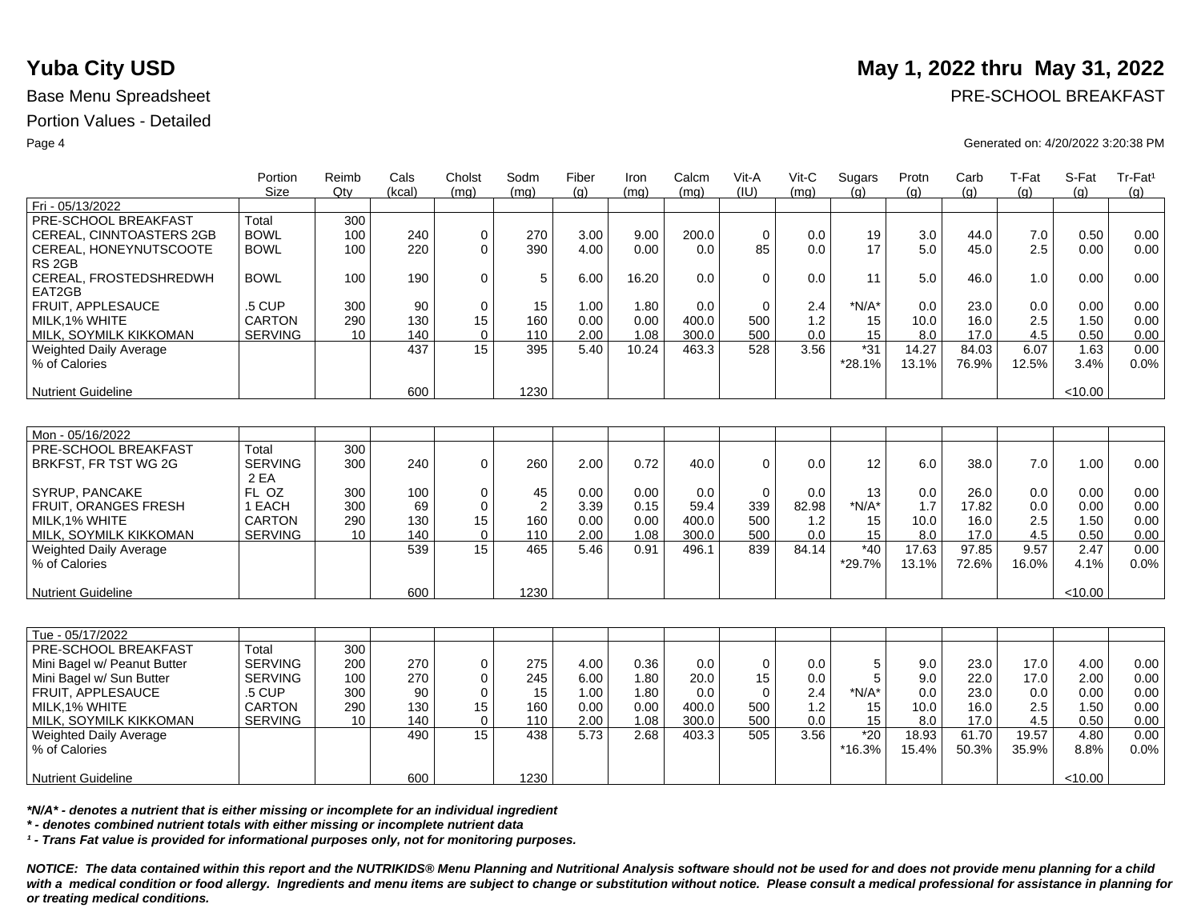# Yuba City USD

**May 1, 2022 thru May 31, 2022**

Base Menu Spreadsheet

PRE-SCHOOL BREAKFAST

Portion Values - Detailed

Generated on: 4/20/2022 3:20:38 PM

| | Portion Size | Reimb Qty | Cals (kcal) | Cholst (mg) | Sodm (mg) | Fiber (g) | Iron (mg) | Calcm (mg) | Vit-A (IU) | Vit-C (mg) | Sugars (g) | Protn (g) | Carb (g) | T-Fat (g) | S-Fat (g) | Tr-Fat[1] (g) |
|---|---|---|---|---|---|---|---|---|---|---|---|---|---|---|---|---|
| Fri - 05/13/2022 | | | | | | | | | | | | | | | | |
| PRE-SCHOOL BREAKFAST | Total | 300 | | | | | | | | | | | | | | |
| CEREAL, CINNTOASTERS 2GB | BOWL | 100 | 240 | 0 | 270 | 3.00 | 9.00 | 200.0 | 0 | 0.0 | 19 | 3.0 | 44.0 | 7.0 | 0.50 | 0.00 |
| CEREAL, HONEYNUTSCOOTE RS 2GB | BOWL | 100 | 220 | 0 | 390 | 4.00 | 0.00 | 0.0 | 85 | 0.0 | 17 | 5.0 | 45.0 | 2.5 | 0.00 | 0.00 |
| CEREAL, FROSTEDSHREDWH EAT2GB | BOWL | 100 | 190 | 0 | 5 | 6.00 | 16.20 | 0.0 | 0 | 0.0 | 11 | 5.0 | 46.0 | 1.0 | 0.00 | 0.00 |
| FRUIT, APPLESAUCE | .5 CUP | 300 | 90 | 0 | 15 | 1.00 | 1.80 | 0.0 | 0 | 2.4 | *N/A* | 0.0 | 23.0 | 0.0 | 0.00 | 0.00 |
| MILK,1% WHITE | CARTON | 290 | 130 | 15 | 160 | 0.00 | 0.00 | 400.0 | 500 | 1.2 | 15 | 10.0 | 16.0 | 2.5 | 1.50 | 0.00 |
| MILK, SOYMILK KIKKOMAN | SERVING | 10 | 140 | 0 | 110 | 2.00 | 1.08 | 300.0 | 500 | 0.0 | 15 | 8.0 | 17.0 | 4.5 | 0.50 | 0.00 |
| Weighted Daily Average | | | 437 | 15 | 395 | 5.40 | 10.24 | 463.3 | 528 | 3.56 | *31 | 14.27 | 84.03 | 6.07 | 1.63 | 0.00 |
| % of Calories | | | | | | | | | | | *28.1% | 13.1% | 76.9% | 12.5% | 3.4% | 0.0% |
| Nutrient Guideline | | | 600 | | 1230 | | | | | | | | | | <10.00 | |

| | Portion Size | Reimb Qty | Cals (kcal) | Cholst (mg) | Sodm (mg) | Fiber (g) | Iron (mg) | Calcm (mg) | Vit-A (IU) | Vit-C (mg) | Sugars (g) | Protn (g) | Carb (g) | T-Fat (g) | S-Fat (g) | Tr-Fat[1] (g) |
|---|---|---|---|---|---|---|---|---|---|---|---|---|---|---|---|---|
| Mon - 05/16/2022 | | | | | | | | | | | | | | | | |
| PRE-SCHOOL BREAKFAST | Total | 300 | | | | | | | | | | | | | | |
| BRKFST, FR TST WG 2G | SERVING 2 EA | 300 | 240 | 0 | 260 | 2.00 | 0.72 | 40.0 | 0 | 0.0 | 12 | 6.0 | 38.0 | 7.0 | 1.00 | 0.00 |
| SYRUP, PANCAKE | FL OZ | 300 | 100 | 0 | 45 | 0.00 | 0.00 | 0.0 | 0 | 0.0 | 13 | 0.0 | 26.0 | 0.0 | 0.00 | 0.00 |
| FRUIT, ORANGES FRESH | 1 EACH | 300 | 69 | 0 | 2 | 3.39 | 0.15 | 59.4 | 339 | 82.98 | *N/A* | 1.7 | 17.82 | 0.0 | 0.00 | 0.00 |
| MILK,1% WHITE | CARTON | 290 | 130 | 15 | 160 | 0.00 | 0.00 | 400.0 | 500 | 1.2 | 15 | 10.0 | 16.0 | 2.5 | 1.50 | 0.00 |
| MILK, SOYMILK KIKKOMAN | SERVING | 10 | 140 | 0 | 110 | 2.00 | 1.08 | 300.0 | 500 | 0.0 | 15 | 8.0 | 17.0 | 4.5 | 0.50 | 0.00 |
| Weighted Daily Average | | | 539 | 15 | 465 | 5.46 | 0.91 | 496.1 | 839 | 84.14 | *40 | 17.63 | 97.85 | 9.57 | 2.47 | 0.00 |
| % of Calories | | | | | | | | | | | *29.7% | 13.1% | 72.6% | 16.0% | 4.1% | 0.0% |
| Nutrient Guideline | | | 600 | | 1230 | | | | | | | | | | <10.00 | |

| | Portion Size | Reimb Qty | Cals (kcal) | Cholst (mg) | Sodm (mg) | Fiber (g) | Iron (mg) | Calcm (mg) | Vit-A (IU) | Vit-C (mg) | Sugars (g) | Protn (g) | Carb (g) | T-Fat (g) | S-Fat (g) | Tr-Fat[1] (g) |
|---|---|---|---|---|---|---|---|---|---|---|---|---|---|---|---|---|
| Tue - 05/17/2022 | | | | | | | | | | | | | | | | |
| PRE-SCHOOL BREAKFAST | Total | 300 | | | | | | | | | | | | | | |
| Mini Bagel w/ Peanut Butter | SERVING | 200 | 270 | 0 | 275 | 4.00 | 0.36 | 0.0 | 0 | 0.0 | 5 | 9.0 | 23.0 | 17.0 | 4.00 | 0.00 |
| Mini Bagel w/ Sun Butter | SERVING | 100 | 270 | 0 | 245 | 6.00 | 1.80 | 20.0 | 15 | 0.0 | 5 | 9.0 | 22.0 | 17.0 | 2.00 | 0.00 |
| FRUIT, APPLESAUCE | .5 CUP | 300 | 90 | 0 | 15 | 1.00 | 1.80 | 0.0 | 0 | 2.4 | *N/A* | 0.0 | 23.0 | 0.0 | 0.00 | 0.00 |
| MILK,1% WHITE | CARTON | 290 | 130 | 15 | 160 | 0.00 | 0.00 | 400.0 | 500 | 1.2 | 15 | 10.0 | 16.0 | 2.5 | 1.50 | 0.00 |
| MILK, SOYMILK KIKKOMAN | SERVING | 10 | 140 | 0 | 110 | 2.00 | 1.08 | 300.0 | 500 | 0.0 | 15 | 8.0 | 17.0 | 4.5 | 0.50 | 0.00 |
| Weighted Daily Average | | | 490 | 15 | 438 | 5.73 | 2.68 | 403.3 | 505 | 3.56 | *20 | 18.93 | 61.70 | 19.57 | 4.80 | 0.00 |
| % of Calories | | | | | | | | | | | *16.3% | 15.4% | 50.3% | 35.9% | 8.8% | 0.0% |
| Nutrient Guideline | | | 600 | | 1230 | | | | | | | | | | <10.00 | |

***N/A* - denotes a nutrient that is either missing or incomplete for an individual ingredient***

***\* - denotes combined nutrient totals with either missing or incomplete nutrient data***

***[1] - Trans Fat value is provided for informational purposes only, not for monitoring purposes.***

***NOTICE: The data contained within this report and the NUTRIKIDS® Menu Planning and Nutritional Analysis software should not be used for and does not provide menu planning for a child with a medical condition or food allergy. Ingredients and menu items are subject to change or substitution without notice. Please consult a medical professional for assistance in planning for or treating medical conditions.***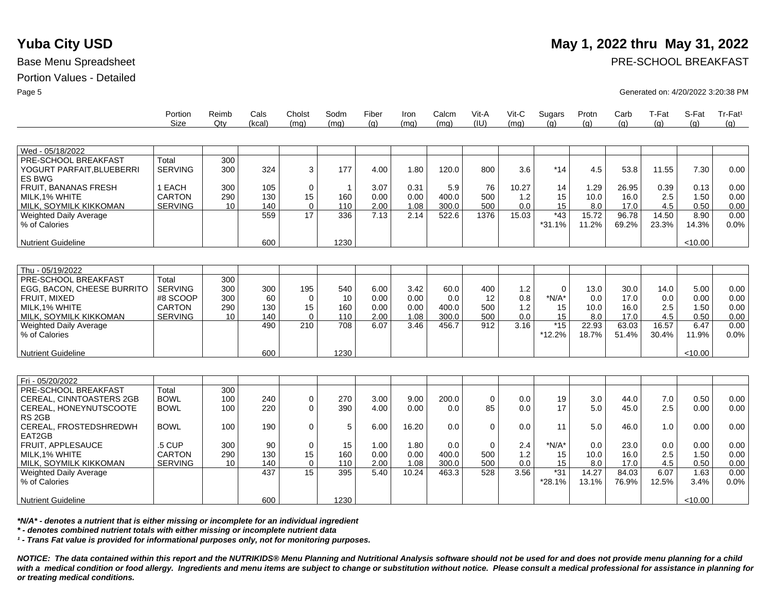# Yuba City USD

**May 1, 2022 thru May 31, 2022**

Base Menu Spreadsheet

PRE-SCHOOL BREAKFAST

Portion Values - Detailed

Generated on: 4/20/2022 3:20:38 PM

| | Portion Size | Reimb Qty | Cals (kcal) | Cholst (mg) | Sodm (mg) | Fiber (g) | Iron (mg) | Calcm (mg) | Vit-A (IU) | Vit-C (mg) | Sugars (g) | Protn (g) | Carb (g) | T-Fat (g) | S-Fat (g) | Tr-Fat[1] (g) |
|---|---|---|---|---|---|---|---|---|---|---|---|---|---|---|---|---|
| Wed - 05/18/2022 | | | | | | | | | | | | | | | | |
| PRE-SCHOOL BREAKFAST | Total | 300 | | | | | | | | | | | | | | |
| YOGURT PARFAIT,BLUEBERRIES BWG | SERVING | 300 | 324 | 3 | 177 | 4.00 | 1.80 | 120.0 | 800 | 3.6 | *14 | 4.5 | 53.8 | 11.55 | 7.30 | 0.00 |
| FRUIT, BANANAS FRESH | 1 EACH | 300 | 105 | 0 | 1 | 3.07 | 0.31 | 5.9 | 76 | 10.27 | 14 | 1.29 | 26.95 | 0.39 | 0.13 | 0.00 |
| MILK,1% WHITE | CARTON | 290 | 130 | 15 | 160 | 0.00 | 0.00 | 400.0 | 500 | 1.2 | 15 | 10.0 | 16.0 | 2.5 | 1.50 | 0.00 |
| MILK, SOYMILK KIKKOMAN | SERVING | 10 | 140 | 0 | 110 | 2.00 | 1.08 | 300.0 | 500 | 0.0 | 15 | 8.0 | 17.0 | 4.5 | 0.50 | 0.00 |
| Weighted Daily Average | | | 559 | 17 | 336 | 7.13 | 2.14 | 522.6 | 1376 | 15.03 | *43 | 15.72 | 96.78 | 14.50 | 8.90 | 0.00 |
| % of Calories | | | | | | | | | | | *31.1% | 11.2% | 69.2% | 23.3% | 14.3% | 0.0% |
| Nutrient Guideline | | | 600 | | 1230 | | | | | | | | | | <10.00 | |
| Thu - 05/19/2022 | | | | | | | | | | | | | | | | |
| PRE-SCHOOL BREAKFAST | Total | 300 | | | | | | | | | | | | | | |
| EGG, BACON, CHEESE BURRITO | SERVING | 300 | 300 | 195 | 540 | 6.00 | 3.42 | 60.0 | 400 | 1.2 | 0 | 13.0 | 30.0 | 14.0 | 5.00 | 0.00 |
| FRUIT, MIXED | #8 SCOOP | 300 | 60 | 0 | 10 | 0.00 | 0.00 | 0.0 | 12 | 0.8 | *N/A* | 0.0 | 17.0 | 0.0 | 0.00 | 0.00 |
| MILK,1% WHITE | CARTON | 290 | 130 | 15 | 160 | 0.00 | 0.00 | 400.0 | 500 | 1.2 | 15 | 10.0 | 16.0 | 2.5 | 1.50 | 0.00 |
| MILK, SOYMILK KIKKOMAN | SERVING | 10 | 140 | 0 | 110 | 2.00 | 1.08 | 300.0 | 500 | 0.0 | 15 | 8.0 | 17.0 | 4.5 | 0.50 | 0.00 |
| Weighted Daily Average | | | 490 | 210 | 708 | 6.07 | 3.46 | 456.7 | 912 | 3.16 | *15 | 22.93 | 63.03 | 16.57 | 6.47 | 0.00 |
| % of Calories | | | | | | | | | | | *12.2% | 18.7% | 51.4% | 30.4% | 11.9% | 0.0% |
| Nutrient Guideline | | | 600 | | 1230 | | | | | | | | | | <10.00 | |
| Fri - 05/20/2022 | | | | | | | | | | | | | | | | |
| PRE-SCHOOL BREAKFAST | Total | 300 | | | | | | | | | | | | | | |
| CEREAL, CINNTOASTERS 2GB | BOWL | 100 | 240 | 0 | 270 | 3.00 | 9.00 | 200.0 | 0 | 0.0 | 19 | 3.0 | 44.0 | 7.0 | 0.50 | 0.00 |
| CEREAL, HONEYNUTSCOOTERS 2GB | BOWL | 100 | 220 | 0 | 390 | 4.00 | 0.00 | 0.0 | 85 | 0.0 | 17 | 5.0 | 45.0 | 2.5 | 0.00 | 0.00 |
| CEREAL, FROSTEDSHREDWHEAT2GB | BOWL | 100 | 190 | 0 | 5 | 6.00 | 16.20 | 0.0 | 0 | 0.0 | 11 | 5.0 | 46.0 | 1.0 | 0.00 | 0.00 |
| FRUIT, APPLESAUCE | .5 CUP | 300 | 90 | 0 | 15 | 1.00 | 1.80 | 0.0 | 0 | 2.4 | *N/A* | 0.0 | 23.0 | 0.0 | 0.00 | 0.00 |
| MILK,1% WHITE | CARTON | 290 | 130 | 15 | 160 | 0.00 | 0.00 | 400.0 | 500 | 1.2 | 15 | 10.0 | 16.0 | 2.5 | 1.50 | 0.00 |
| MILK, SOYMILK KIKKOMAN | SERVING | 10 | 140 | 0 | 110 | 2.00 | 1.08 | 300.0 | 500 | 0.0 | 15 | 8.0 | 17.0 | 4.5 | 0.50 | 0.00 |
| Weighted Daily Average | | | 437 | 15 | 395 | 5.40 | 10.24 | 463.3 | 528 | 3.56 | *31 | 14.27 | 84.03 | 6.07 | 1.63 | 0.00 |
| % of Calories | | | | | | | | | | | *28.1% | 13.1% | 76.9% | 12.5% | 3.4% | 0.0% |
| Nutrient Guideline | | | 600 | | 1230 | | | | | | | | | | <10.00 | |

***N/A* - denotes a nutrient that is either missing or incomplete for an individual ingredient***

***\* - denotes combined nutrient totals with either missing or incomplete nutrient data***

***[1] - Trans Fat value is provided for informational purposes only, not for monitoring purposes.***

***NOTICE: The data contained within this report and the NUTRIKIDS® Menu Planning and Nutritional Analysis software should not be used for and does not provide menu planning for a child with a medical condition or food allergy. Ingredients and menu items are subject to change or substitution without notice. Please consult a medical professional for assistance in planning for or treating medical conditions.***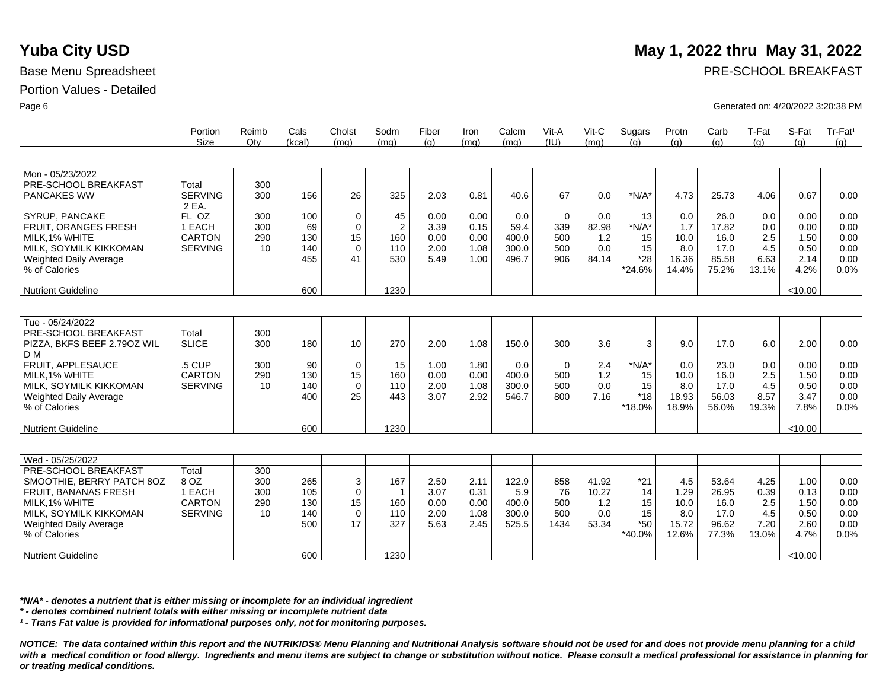# Yuba City USD

**May 1, 2022 thru May 31, 2022**

Base Menu Spreadsheet

PRE-SCHOOL BREAKFAST

Portion Values - Detailed

Generated on: 4/20/2022 3:20:38 PM

| | Portion Size | Reimb Qty | Cals (kcal) | Cholst (mg) | Sodm (mg) | Fiber (g) | Iron (mg) | Calcm (mg) | Vit-A (IU) | Vit-C (mg) | Sugars (g) | Protn (g) | Carb (g) | T-Fat (g) | S-Fat (g) | Tr-Fat[1] (g) |
|---|---|---|---|---|---|---|---|---|---|---|---|---|---|---|---|---|
| **Mon - 05/23/2022** | | | | | | | | | | | | | | | | |
| PRE-SCHOOL BREAKFAST | Total | 300 | | | | | | | | | | | | | | |
| PANCAKES WW | SERVING 2 EA. | 300 | 156 | 26 | 325 | 2.03 | 0.81 | 40.6 | 67 | 0.0 | *N/A* | 4.73 | 25.73 | 4.06 | 0.67 | 0.00 |
| SYRUP, PANCAKE | FL OZ | 300 | 100 | 0 | 45 | 0.00 | 0.00 | 0.0 | 0 | 0.0 | 13 | 0.0 | 26.0 | 0.0 | 0.00 | 0.00 |
| FRUIT, ORANGES FRESH | 1 EACH | 300 | 69 | 0 | 2 | 3.39 | 0.15 | 59.4 | 339 | 82.98 | *N/A* | 1.7 | 17.82 | 0.0 | 0.00 | 0.00 |
| MILK,1% WHITE | CARTON | 290 | 130 | 15 | 160 | 0.00 | 0.00 | 400.0 | 500 | 1.2 | 15 | 10.0 | 16.0 | 2.5 | 1.50 | 0.00 |
| MILK, SOYMILK KIKKOMAN | SERVING | 10 | 140 | 0 | 110 | 2.00 | 1.08 | 300.0 | 500 | 0.0 | 15 | 8.0 | 17.0 | 4.5 | 0.50 | 0.00 |
| Weighted Daily Average | | | 455 | 41 | 530 | 5.49 | 1.00 | 496.7 | 906 | 84.14 | *28 | 16.36 | 85.58 | 6.63 | 2.14 | 0.00 |
| % of Calories | | | | | | | | | | | *24.6% | 14.4% | 75.2% | 13.1% | 4.2% | 0.0% |
| Nutrient Guideline | | | 600 | | 1230 | | | | | | | | | | <10.00 | |
| **Tue - 05/24/2022** | | | | | | | | | | | | | | | | |
| PRE-SCHOOL BREAKFAST | Total | 300 | | | | | | | | | | | | | | |
| PIZZA, BKFS BEEF 2.79OZ WIL D M | SLICE | 300 | 180 | 10 | 270 | 2.00 | 1.08 | 150.0 | 300 | 3.6 | 3 | 9.0 | 17.0 | 6.0 | 2.00 | 0.00 |
| FRUIT, APPLESAUCE | .5 CUP | 300 | 90 | 0 | 15 | 1.00 | 1.80 | 0.0 | 0 | 2.4 | *N/A* | 0.0 | 23.0 | 0.0 | 0.00 | 0.00 |
| MILK,1% WHITE | CARTON | 290 | 130 | 15 | 160 | 0.00 | 0.00 | 400.0 | 500 | 1.2 | 15 | 10.0 | 16.0 | 2.5 | 1.50 | 0.00 |
| MILK, SOYMILK KIKKOMAN | SERVING | 10 | 140 | 0 | 110 | 2.00 | 1.08 | 300.0 | 500 | 0.0 | 15 | 8.0 | 17.0 | 4.5 | 0.50 | 0.00 |
| Weighted Daily Average | | | 400 | 25 | 443 | 3.07 | 2.92 | 546.7 | 800 | 7.16 | *18 | 18.93 | 56.03 | 8.57 | 3.47 | 0.00 |
| % of Calories | | | | | | | | | | | *18.0% | 18.9% | 56.0% | 19.3% | 7.8% | 0.0% |
| Nutrient Guideline | | | 600 | | 1230 | | | | | | | | | | <10.00 | |
| **Wed - 05/25/2022** | | | | | | | | | | | | | | | | |
| PRE-SCHOOL BREAKFAST | Total | 300 | | | | | | | | | | | | | | |
| SMOOTHIE, BERRY PATCH 8OZ | 8 OZ | 300 | 265 | 3 | 167 | 2.50 | 2.11 | 122.9 | 858 | 41.92 | *21 | 4.5 | 53.64 | 4.25 | 1.00 | 0.00 |
| FRUIT, BANANAS FRESH | 1 EACH | 300 | 105 | 0 | 1 | 3.07 | 0.31 | 5.9 | 76 | 10.27 | 14 | 1.29 | 26.95 | 0.39 | 0.13 | 0.00 |
| MILK,1% WHITE | CARTON | 290 | 130 | 15 | 160 | 0.00 | 0.00 | 400.0 | 500 | 1.2 | 15 | 10.0 | 16.0 | 2.5 | 1.50 | 0.00 |
| MILK, SOYMILK KIKKOMAN | SERVING | 10 | 140 | 0 | 110 | 2.00 | 1.08 | 300.0 | 500 | 0.0 | 15 | 8.0 | 17.0 | 4.5 | 0.50 | 0.00 |
| Weighted Daily Average | | | 500 | 17 | 327 | 5.63 | 2.45 | 525.5 | 1434 | 53.34 | *50 | 15.72 | 96.62 | 7.20 | 2.60 | 0.00 |
| % of Calories | | | | | | | | | | | *40.0% | 12.6% | 77.3% | 13.0% | 4.7% | 0.0% |
| Nutrient Guideline | | | 600 | | 1230 | | | | | | | | | | <10.00 | |

***N/A* - denotes a nutrient that is either missing or incomplete for an individual ingredient***

**** - denotes combined nutrient totals with either missing or incomplete nutrient data***

***[1] - Trans Fat value is provided for informational purposes only, not for monitoring purposes.***

***NOTICE: The data contained within this report and the NUTRIKIDS® Menu Planning and Nutritional Analysis software should not be used for and does not provide menu planning for a child with a medical condition or food allergy. Ingredients and menu items are subject to change or substitution without notice. Please consult a medical professional for assistance in planning for or treating medical conditions.***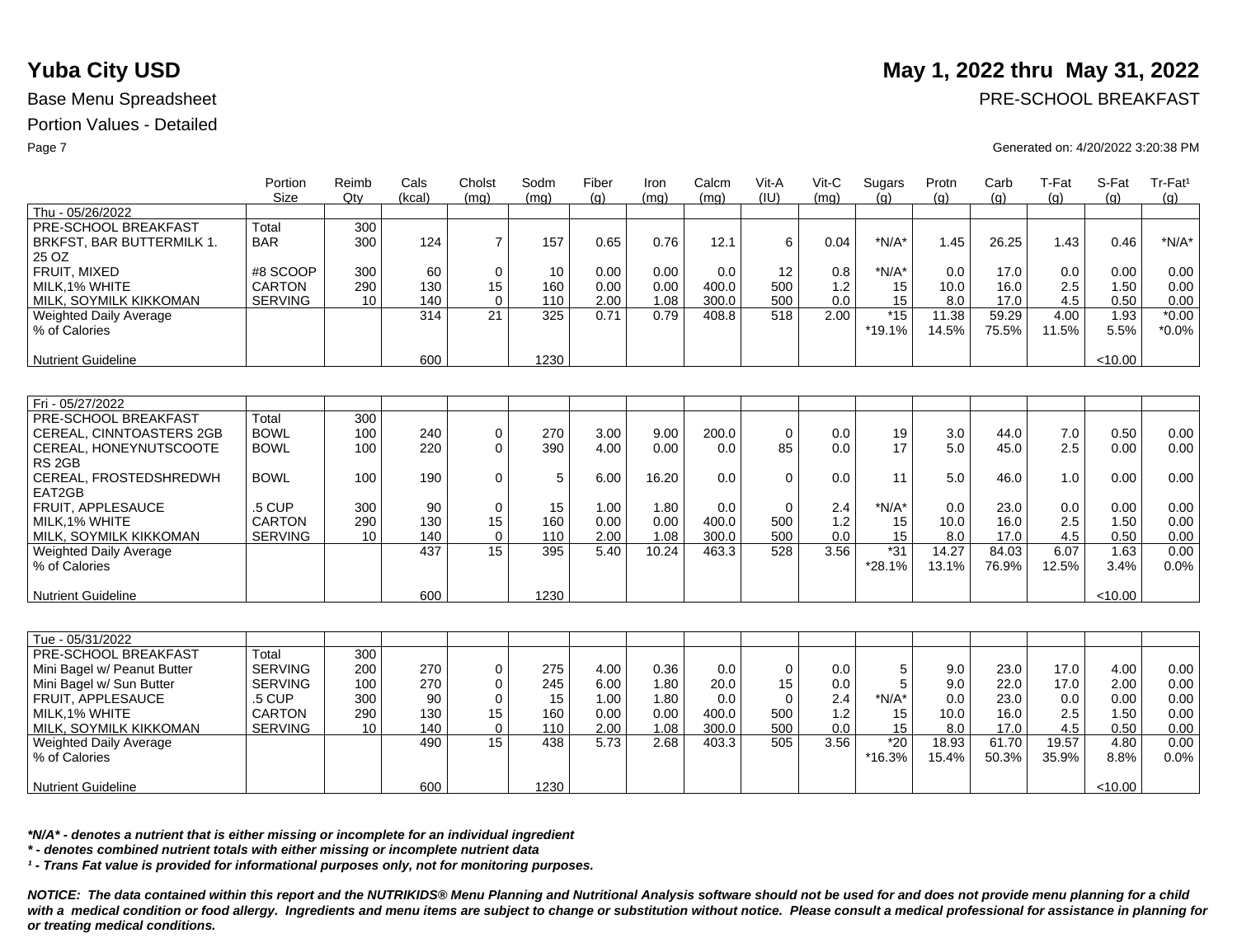# Yuba City USD

**May 1, 2022 thru May 31, 2022**

Base Menu Spreadsheet

PRE-SCHOOL BREAKFAST

Portion Values - Detailed

Generated on: 4/20/2022 3:20:38 PM

| | Portion Size | Reimb Qty | Cals (kcal) | Cholst (mg) | Sodm (mg) | Fiber (g) | Iron (mg) | Calcm (mg) | Vit-A (IU) | Vit-C (mg) | Sugars (g) | Protn (g) | Carb (g) | T-Fat (g) | S-Fat (g) | Tr-Fat[1] (g) |
|---|---|---|---|---|---|---|---|---|---|---|---|---|---|---|---|---|
| Thu - 05/26/2022 | | | | | | | | | | | | | | | | |
| PRE-SCHOOL BREAKFAST | Total | 300 | | | | | | | | | | | | | | |
| BRKFST, BAR BUTTERMILK 1.25 OZ | BAR | 300 | 124 | 7 | 157 | 0.65 | 0.76 | 12.1 | 6 | 0.04 | *N/A* | 1.45 | 26.25 | 1.43 | 0.46 | *N/A* |
| FRUIT, MIXED | #8 SCOOP | 300 | 60 | 0 | 10 | 0.00 | 0.00 | 0.0 | 12 | 0.8 | *N/A* | 0.0 | 17.0 | 0.0 | 0.00 | 0.00 |
| MILK,1% WHITE | CARTON | 290 | 130 | 15 | 160 | 0.00 | 0.00 | 400.0 | 500 | 1.2 | 15 | 10.0 | 16.0 | 2.5 | 1.50 | 0.00 |
| MILK, SOYMILK KIKKOMAN | SERVING | 10 | 140 | 0 | 110 | 2.00 | 1.08 | 300.0 | 500 | 0.0 | 15 | 8.0 | 17.0 | 4.5 | 0.50 | 0.00 |
| Weighted Daily Average | | | 314 | 21 | 325 | 0.71 | 0.79 | 408.8 | 518 | 2.00 | *15 | 11.38 | 59.29 | 4.00 | 1.93 | *0.00 |
| % of Calories | | | | | | | | | | | *19.1% | 14.5% | 75.5% | 11.5% | 5.5% | *0.0% |
| Nutrient Guideline | | | 600 | | 1230 | | | | | | | | | | <10.00 | |

| | Portion Size | Reimb Qty | Cals (kcal) | Cholst (mg) | Sodm (mg) | Fiber (g) | Iron (mg) | Calcm (mg) | Vit-A (IU) | Vit-C (mg) | Sugars (g) | Protn (g) | Carb (g) | T-Fat (g) | S-Fat (g) | Tr-Fat[1] (g) |
|---|---|---|---|---|---|---|---|---|---|---|---|---|---|---|---|---|
| Fri - 05/27/2022 | | | | | | | | | | | | | | | | |
| PRE-SCHOOL BREAKFAST | Total | 300 | | | | | | | | | | | | | | |
| CEREAL, CINNTOASTERS 2GB | BOWL | 100 | 240 | 0 | 270 | 3.00 | 9.00 | 200.0 | 0 | 0.0 | 19 | 3.0 | 44.0 | 7.0 | 0.50 | 0.00 |
| CEREAL, HONEYNUTSCOOTERS 2GB | BOWL | 100 | 220 | 0 | 390 | 4.00 | 0.00 | 0.0 | 85 | 0.0 | 17 | 5.0 | 45.0 | 2.5 | 0.00 | 0.00 |
| CEREAL, FROSTEDSHREDWHEAT2GB | BOWL | 100 | 190 | 0 | 5 | 6.00 | 16.20 | 0.0 | 0 | 0.0 | 11 | 5.0 | 46.0 | 1.0 | 0.00 | 0.00 |
| FRUIT, APPLESAUCE | .5 CUP | 300 | 90 | 0 | 15 | 1.00 | 1.80 | 0.0 | 0 | 2.4 | *N/A* | 0.0 | 23.0 | 0.0 | 0.00 | 0.00 |
| MILK,1% WHITE | CARTON | 290 | 130 | 15 | 160 | 0.00 | 0.00 | 400.0 | 500 | 1.2 | 15 | 10.0 | 16.0 | 2.5 | 1.50 | 0.00 |
| MILK, SOYMILK KIKKOMAN | SERVING | 10 | 140 | 0 | 110 | 2.00 | 1.08 | 300.0 | 500 | 0.0 | 15 | 8.0 | 17.0 | 4.5 | 0.50 | 0.00 |
| Weighted Daily Average | | | 437 | 15 | 395 | 5.40 | 10.24 | 463.3 | 528 | 3.56 | *31 | 14.27 | 84.03 | 6.07 | 1.63 | 0.00 |
| % of Calories | | | | | | | | | | | *28.1% | 13.1% | 76.9% | 12.5% | 3.4% | 0.0% |
| Nutrient Guideline | | | 600 | | 1230 | | | | | | | | | | <10.00 | |

| | Portion Size | Reimb Qty | Cals (kcal) | Cholst (mg) | Sodm (mg) | Fiber (g) | Iron (mg) | Calcm (mg) | Vit-A (IU) | Vit-C (mg) | Sugars (g) | Protn (g) | Carb (g) | T-Fat (g) | S-Fat (g) | Tr-Fat[1] (g) |
|---|---|---|---|---|---|---|---|---|---|---|---|---|---|---|---|---|
| Tue - 05/31/2022 | | | | | | | | | | | | | | | | |
| PRE-SCHOOL BREAKFAST | Total | 300 | | | | | | | | | | | | | | |
| Mini Bagel w/ Peanut Butter | SERVING | 200 | 270 | 0 | 275 | 4.00 | 0.36 | 0.0 | 0 | 0.0 | 5 | 9.0 | 23.0 | 17.0 | 4.00 | 0.00 |
| Mini Bagel w/ Sun Butter | SERVING | 100 | 270 | 0 | 245 | 6.00 | 1.80 | 20.0 | 15 | 0.0 | 5 | 9.0 | 22.0 | 17.0 | 2.00 | 0.00 |
| FRUIT, APPLESAUCE | .5 CUP | 300 | 90 | 0 | 15 | 1.00 | 1.80 | 0.0 | 0 | 2.4 | *N/A* | 0.0 | 23.0 | 0.0 | 0.00 | 0.00 |
| MILK,1% WHITE | CARTON | 290 | 130 | 15 | 160 | 0.00 | 0.00 | 400.0 | 500 | 1.2 | 15 | 10.0 | 16.0 | 2.5 | 1.50 | 0.00 |
| MILK, SOYMILK KIKKOMAN | SERVING | 10 | 140 | 0 | 110 | 2.00 | 1.08 | 300.0 | 500 | 0.0 | 15 | 8.0 | 17.0 | 4.5 | 0.50 | 0.00 |
| Weighted Daily Average | | | 490 | 15 | 438 | 5.73 | 2.68 | 403.3 | 505 | 3.56 | *20 | 18.93 | 61.70 | 19.57 | 4.80 | 0.00 |
| % of Calories | | | | | | | | | | | *16.3% | 15.4% | 50.3% | 35.9% | 8.8% | 0.0% |
| Nutrient Guideline | | | 600 | | 1230 | | | | | | | | | | <10.00 | |

***N/A* - denotes a nutrient that is either missing or incomplete for an individual ingredient***

***\* - denotes combined nutrient totals with either missing or incomplete nutrient data***

***[1] - Trans Fat value is provided for informational purposes only, not for monitoring purposes.***

***NOTICE: The data contained within this report and the NUTRIKIDS® Menu Planning and Nutritional Analysis software should not be used for and does not provide menu planning for a child with a medical condition or food allergy. Ingredients and menu items are subject to change or substitution without notice. Please consult a medical professional for assistance in planning for or treating medical conditions.***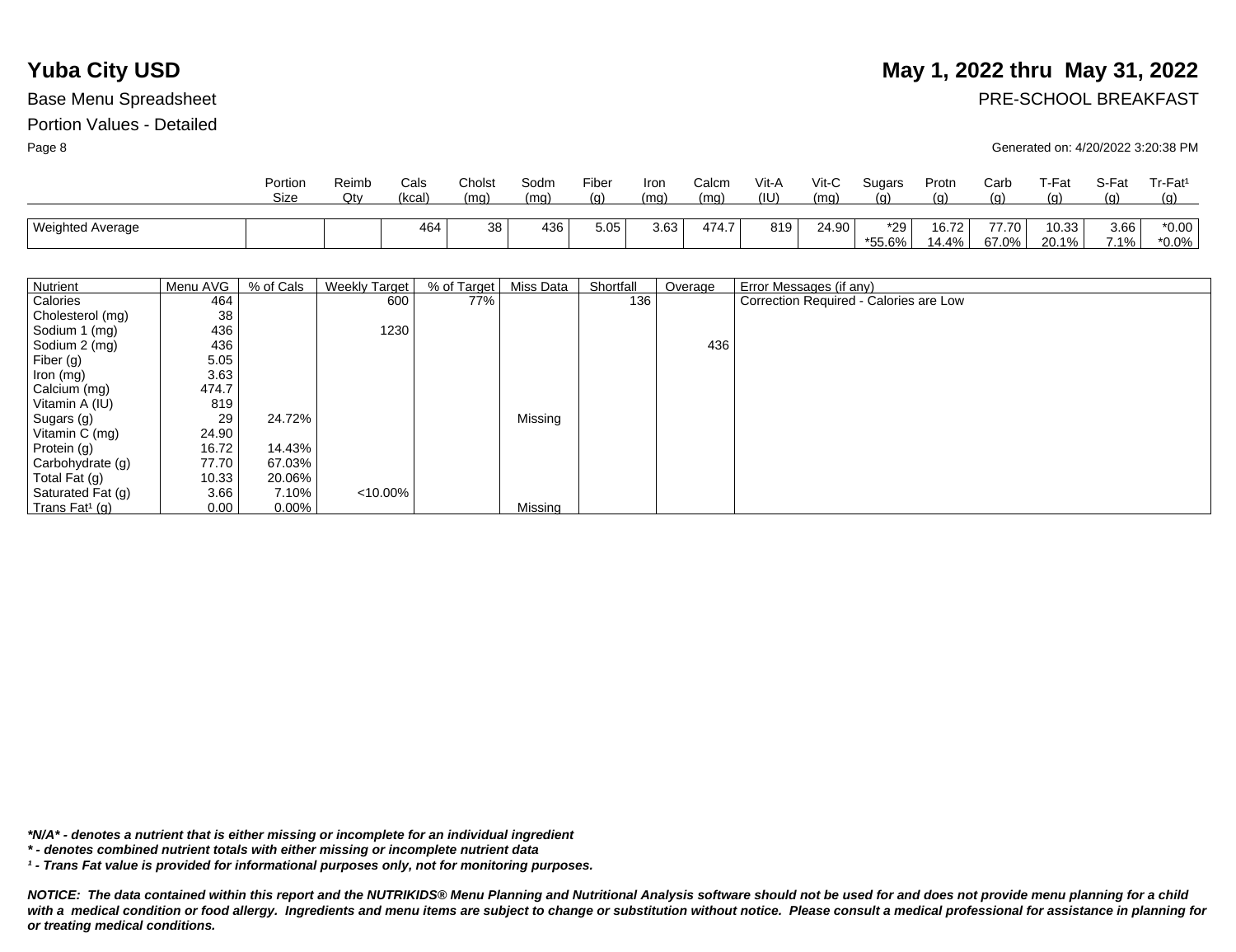# Yuba City USD

## May 1, 2022 thru May 31, 2022

Base Menu Spreadsheet

Portion Values - Detailed

PRE-SCHOOL BREAKFAST

Generated on: 4/20/2022 3:20:38 PM

| | Portion Size | Reimb Qty | Cals (kcal) | Cholst (mg) | Sodm (mg) | Fiber (g) | Iron (mg) | Calcm (mg) | Vit-A (IU) | Vit-C (mg) | Sugars (g) | Protn (g) | Carb (g) | T-Fat (g) | S-Fat (g) | Tr-Fat¹ (g) |
|---|---|---|---|---|---|---|---|---|---|---|---|---|---|---|---|---|
| Weighted Average | | | 464 | 38 | 436 | 5.05 | 3.63 | 474.7 | 819 | 24.90 | *29<br>*55.6% | 16.72<br>14.4% | 77.70<br>67.0% | 10.33<br>20.1% | 3.66<br>7.1% | *0.00<br>*0.0% |

| Nutrient | Menu AVG | % of Cals | Weekly Target | % of Target | Miss Data | Shortfall | Overage | Error Messages (if any) |
|---|---|---|---|---|---|---|---|---|
| Calories | 464 | | 600 | 77% | | 136 | | Correction Required - Calories are Low |
| Cholesterol (mg) | 38 | | | | | | | |
| Sodium 1 (mg) | 436 | | 1230 | | | | | |
| Sodium 2 (mg) | 436 | | | | | | 436 | |
| Fiber (g) | 5.05 | | | | | | | |
| Iron (mg) | 3.63 | | | | | | | |
| Calcium (mg) | 474.7 | | | | | | | |
| Vitamin A (IU) | 819 | | | | | | | |
| Sugars (g) | 29 | 24.72% | | | Missing | | | |
| Vitamin C (mg) | 24.90 | | | | | | | |
| Protein (g) | 16.72 | 14.43% | | | | | | |
| Carbohydrate (g) | 77.70 | 67.03% | | | | | | |
| Total Fat (g) | 10.33 | 20.06% | | | | | | |
| Saturated Fat (g) | 3.66 | 7.10% | <10.00% | | | | | |
| Trans Fat¹ (g) | 0.00 | 0.00% | | | Missing | | | |

***N/A* - denotes a nutrient that is either missing or incomplete for an individual ingredient**

***\* - denotes combined nutrient totals with either missing or incomplete nutrient data***

***¹ - Trans Fat value is provided for informational purposes only, not for monitoring purposes.***

***NOTICE: The data contained within this report and the NUTRIKIDS® Menu Planning and Nutritional Analysis software should not be used for and does not provide menu planning for a child with a medical condition or food allergy. Ingredients and menu items are subject to change or substitution without notice. Please consult a medical professional for assistance in planning for or treating medical conditions.***